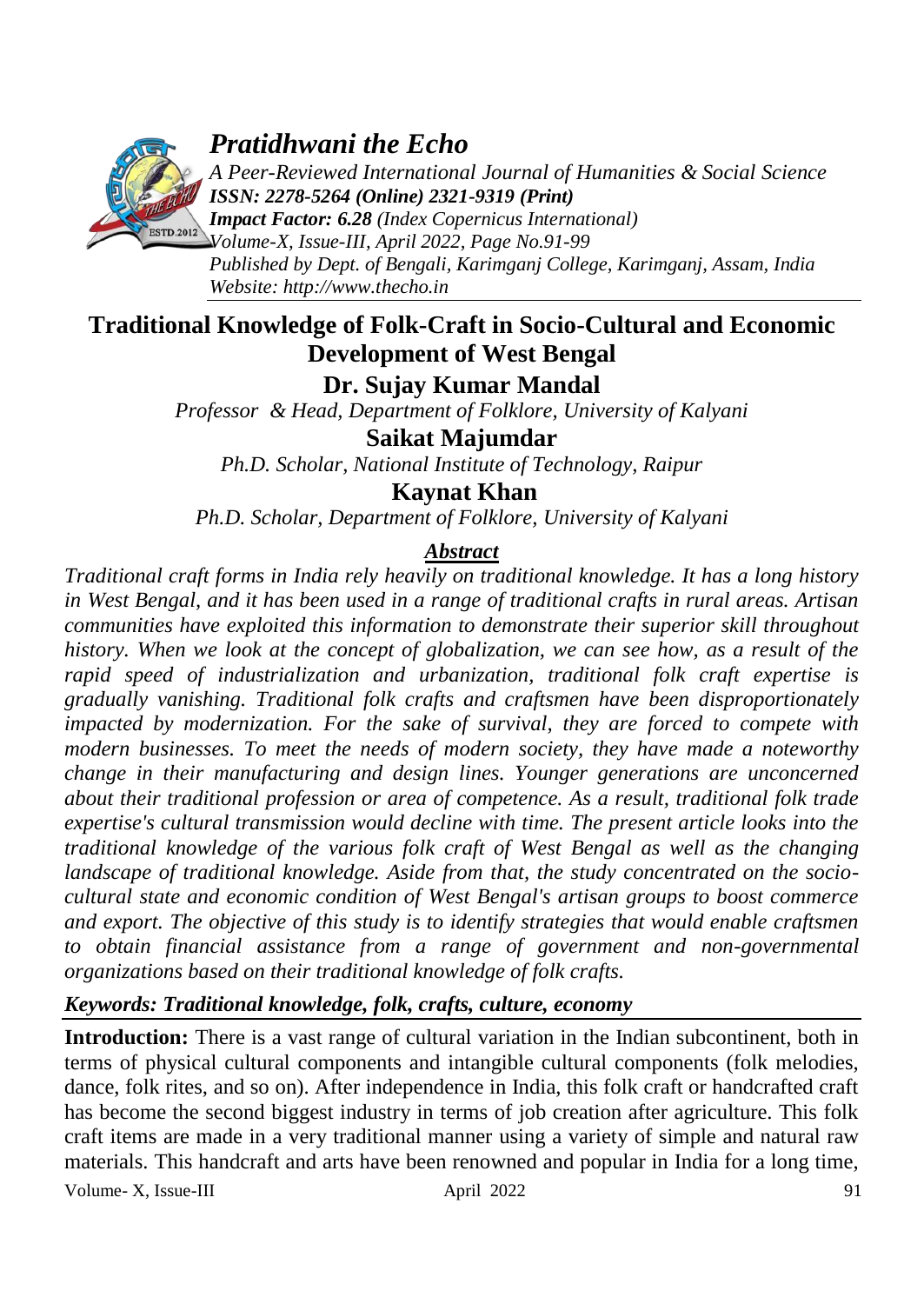# Traditional Knowledge of Folk-Craft in Socio-Cultural and Economic Development of West Bengal

**Dr. Sujay Kumar Mandal**

*Professor & Head, Department of Folklore, University of Kalyani*

**Saikat Majumdar**

*Ph.D. Scholar, National Institute of Technology, Raipur*

**Kaynat Khan**

*Ph.D. Scholar, Department of Folklore, University of Kalyani*

## *Abstract*

*Traditional craft forms in India rely heavily on traditional knowledge. It has a long history in West Bengal, and it has been used in a range of traditional crafts in rural areas. Artisan communities have exploited this information to demonstrate their superior skill throughout history. When we look at the concept of globalization, we can see how, as a result of the rapid speed of industrialization and urbanization, traditional folk craft expertise is gradually vanishing. Traditional folk crafts and craftsmen have been disproportionately impacted by modernization. For the sake of survival, they are forced to compete with modern businesses. To meet the needs of modern society, they have made a noteworthy change in their manufacturing and design lines. Younger generations are unconcerned about their traditional profession or area of competence. As a result, traditional folk trade expertise's cultural transmission would decline with time. The present article looks into the traditional knowledge of the various folk craft of West Bengal as well as the changing landscape of traditional knowledge. Aside from that, the study concentrated on the socio-cultural state and economic condition of West Bengal's artisan groups to boost commerce and export. The objective of this study is to identify strategies that would enable craftsmen to obtain financial assistance from a range of government and non-governmental organizations based on their traditional knowledge of folk crafts.*

***Keywords: Traditional knowledge, folk, crafts, culture, economy***

**Introduction:** There is a vast range of cultural variation in the Indian subcontinent, both in terms of physical cultural components and intangible cultural components (folk melodies, dance, folk rites, and so on). After independence in India, this folk craft or handcrafted craft has become the second biggest industry in terms of job creation after agriculture. This folk craft items are made in a very traditional manner using a variety of simple and natural raw materials. This handcraft and arts have been renowned and popular in India for a long time,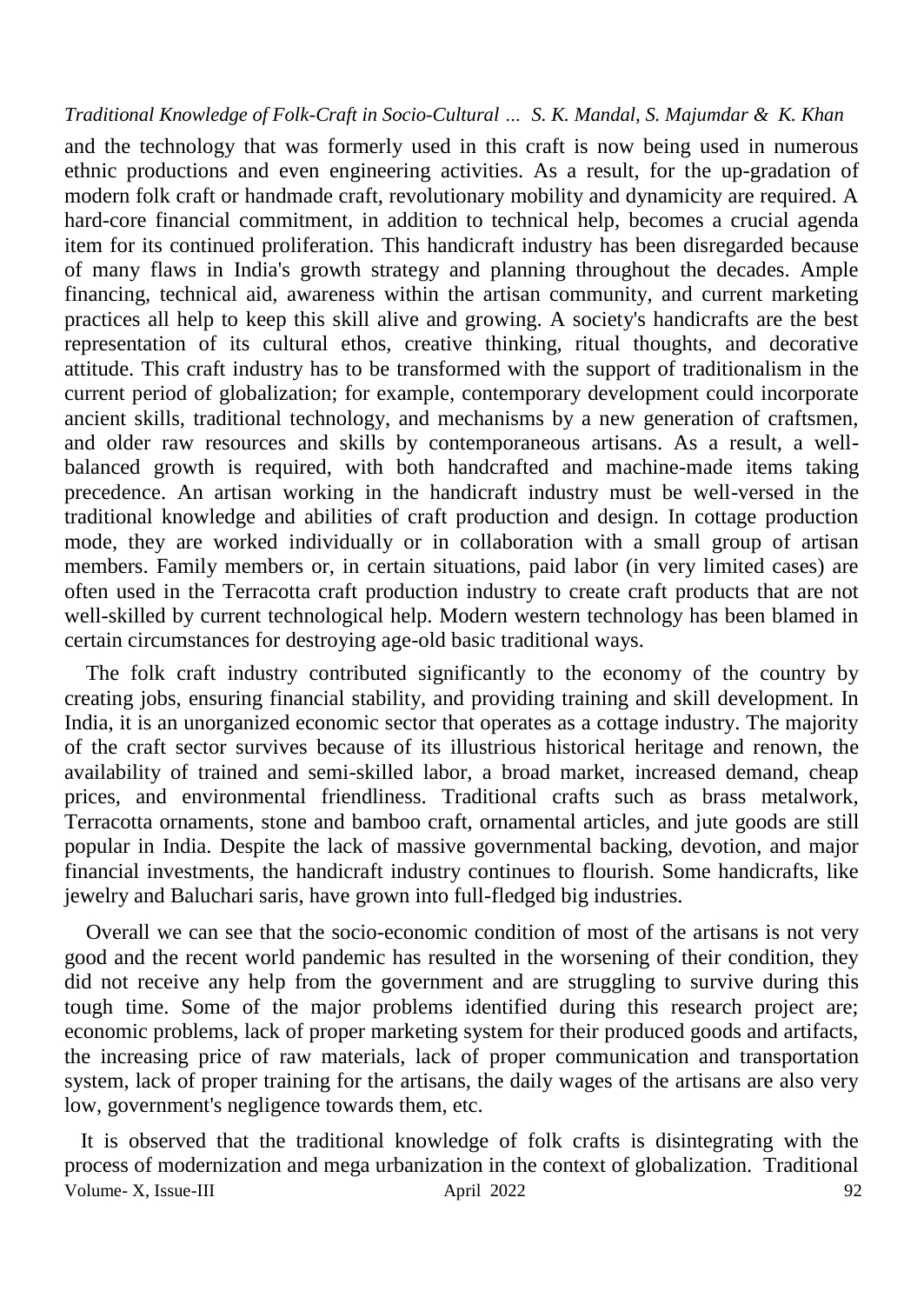and the technology that was formerly used in this craft is now being used in numerous ethnic productions and even engineering activities. As a result, for the up-gradation of modern folk craft or handmade craft, revolutionary mobility and dynamicity are required. A hard-core financial commitment, in addition to technical help, becomes a crucial agenda item for its continued proliferation. This handicraft industry has been disregarded because of many flaws in India's growth strategy and planning throughout the decades. Ample financing, technical aid, awareness within the artisan community, and current marketing practices all help to keep this skill alive and growing. A society's handicrafts are the best representation of its cultural ethos, creative thinking, ritual thoughts, and decorative attitude. This craft industry has to be transformed with the support of traditionalism in the current period of globalization; for example, contemporary development could incorporate ancient skills, traditional technology, and mechanisms by a new generation of craftsmen, and older raw resources and skills by contemporaneous artisans. As a result, a well-balanced growth is required, with both handcrafted and machine-made items taking precedence. An artisan working in the handicraft industry must be well-versed in the traditional knowledge and abilities of craft production and design. In cottage production mode, they are worked individually or in collaboration with a small group of artisan members. Family members or, in certain situations, paid labor (in very limited cases) are often used in the Terracotta craft production industry to create craft products that are not well-skilled by current technological help. Modern western technology has been blamed in certain circumstances for destroying age-old basic traditional ways.

The folk craft industry contributed significantly to the economy of the country by creating jobs, ensuring financial stability, and providing training and skill development. In India, it is an unorganized economic sector that operates as a cottage industry. The majority of the craft sector survives because of its illustrious historical heritage and renown, the availability of trained and semi-skilled labor, a broad market, increased demand, cheap prices, and environmental friendliness. Traditional crafts such as brass metalwork, Terracotta ornaments, stone and bamboo craft, ornamental articles, and jute goods are still popular in India. Despite the lack of massive governmental backing, devotion, and major financial investments, the handicraft industry continues to flourish. Some handicrafts, like jewelry and Baluchari saris, have grown into full-fledged big industries.

Overall we can see that the socio-economic condition of most of the artisans is not very good and the recent world pandemic has resulted in the worsening of their condition, they did not receive any help from the government and are struggling to survive during this tough time. Some of the major problems identified during this research project are; economic problems, lack of proper marketing system for their produced goods and artifacts, the increasing price of raw materials, lack of proper communication and transportation system, lack of proper training for the artisans, the daily wages of the artisans are also very low, government's negligence towards them, etc.

It is observed that the traditional knowledge of folk crafts is disintegrating with the process of modernization and mega urbanization in the context of globalization. Traditional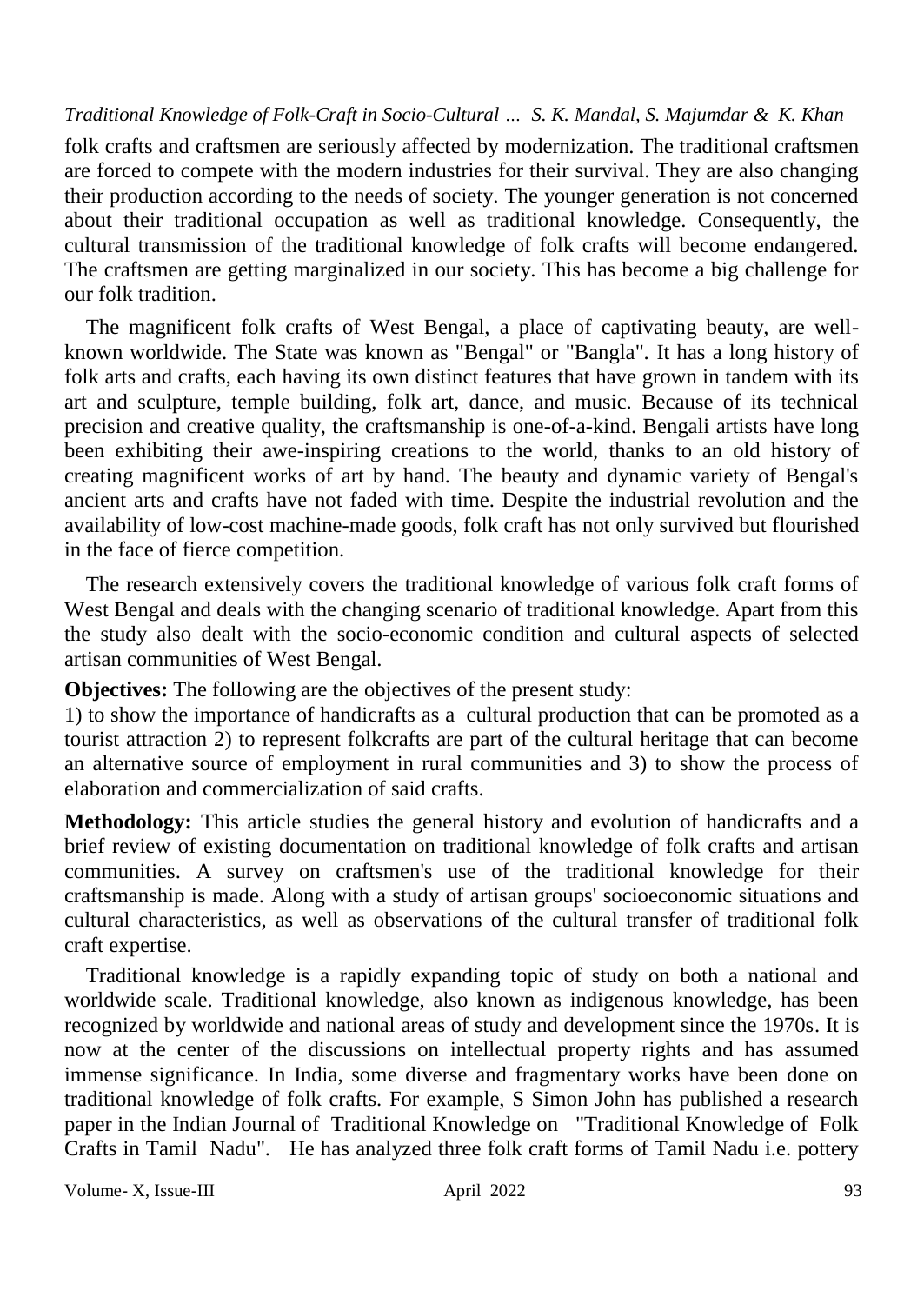folk crafts and craftsmen are seriously affected by modernization. The traditional craftsmen are forced to compete with the modern industries for their survival. They are also changing their production according to the needs of society. The younger generation is not concerned about their traditional occupation as well as traditional knowledge. Consequently, the cultural transmission of the traditional knowledge of folk crafts will become endangered. The craftsmen are getting marginalized in our society. This has become a big challenge for our folk tradition.

The magnificent folk crafts of West Bengal, a place of captivating beauty, are well-known worldwide. The State was known as "Bengal" or "Bangla". It has a long history of folk arts and crafts, each having its own distinct features that have grown in tandem with its art and sculpture, temple building, folk art, dance, and music. Because of its technical precision and creative quality, the craftsmanship is one-of-a-kind. Bengali artists have long been exhibiting their awe-inspiring creations to the world, thanks to an old history of creating magnificent works of art by hand. The beauty and dynamic variety of Bengal's ancient arts and crafts have not faded with time. Despite the industrial revolution and the availability of low-cost machine-made goods, folk craft has not only survived but flourished in the face of fierce competition.

The research extensively covers the traditional knowledge of various folk craft forms of West Bengal and deals with the changing scenario of traditional knowledge. Apart from this the study also dealt with the socio-economic condition and cultural aspects of selected artisan communities of West Bengal.

**Objectives:** The following are the objectives of the present study:
1) to show the importance of handicrafts as a cultural production that can be promoted as a tourist attraction 2) to represent folkcrafts are part of the cultural heritage that can become an alternative source of employment in rural communities and 3) to show the process of elaboration and commercialization of said crafts.

**Methodology:** This article studies the general history and evolution of handicrafts and a brief review of existing documentation on traditional knowledge of folk crafts and artisan communities. A survey on craftsmen's use of the traditional knowledge for their craftsmanship is made. Along with a study of artisan groups' socioeconomic situations and cultural characteristics, as well as observations of the cultural transfer of traditional folk craft expertise.

Traditional knowledge is a rapidly expanding topic of study on both a national and worldwide scale. Traditional knowledge, also known as indigenous knowledge, has been recognized by worldwide and national areas of study and development since the 1970s. It is now at the center of the discussions on intellectual property rights and has assumed immense significance. In India, some diverse and fragmentary works have been done on traditional knowledge of folk crafts. For example, S Simon John has published a research paper in the Indian Journal of Traditional Knowledge on "Traditional Knowledge of Folk Crafts in Tamil Nadu". He has analyzed three folk craft forms of Tamil Nadu i.e. pottery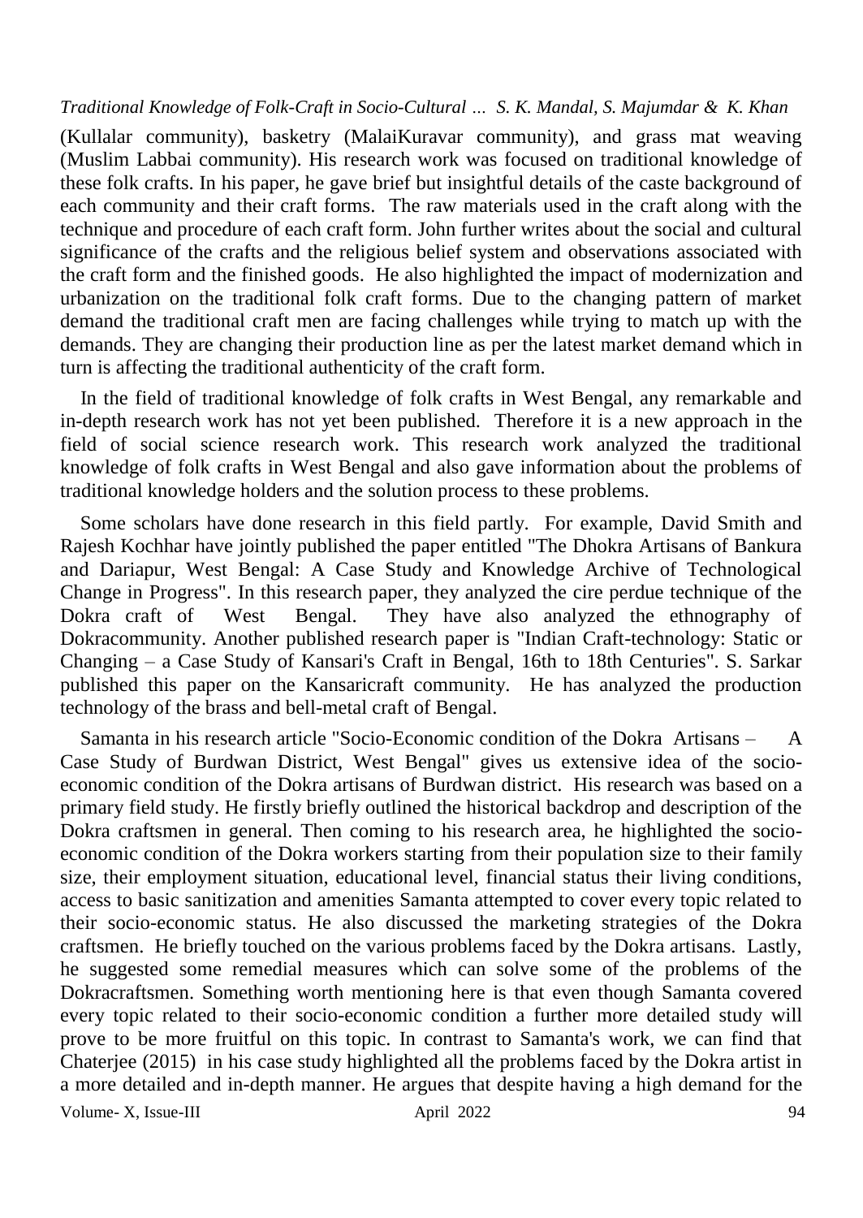(Kullalar community), basketry (MalaiKuravar community), and grass mat weaving (Muslim Labbai community). His research work was focused on traditional knowledge of these folk crafts. In his paper, he gave brief but insightful details of the caste background of each community and their craft forms. The raw materials used in the craft along with the technique and procedure of each craft form. John further writes about the social and cultural significance of the crafts and the religious belief system and observations associated with the craft form and the finished goods. He also highlighted the impact of modernization and urbanization on the traditional folk craft forms. Due to the changing pattern of market demand the traditional craft men are facing challenges while trying to match up with the demands. They are changing their production line as per the latest market demand which in turn is affecting the traditional authenticity of the craft form.

In the field of traditional knowledge of folk crafts in West Bengal, any remarkable and in-depth research work has not yet been published. Therefore it is a new approach in the field of social science research work. This research work analyzed the traditional knowledge of folk crafts in West Bengal and also gave information about the problems of traditional knowledge holders and the solution process to these problems.

Some scholars have done research in this field partly. For example, David Smith and Rajesh Kochhar have jointly published the paper entitled "The Dhokra Artisans of Bankura and Dariapur, West Bengal: A Case Study and Knowledge Archive of Technological Change in Progress". In this research paper, they analyzed the cire perdue technique of the Dokra craft of West Bengal. They have also analyzed the ethnography of Dokracommunity. Another published research paper is "Indian Craft-technology: Static or Changing – a Case Study of Kansari's Craft in Bengal, 16th to 18th Centuries". S. Sarkar published this paper on the Kansaricraft community. He has analyzed the production technology of the brass and bell-metal craft of Bengal.

Samanta in his research article "Socio-Economic condition of the Dokra Artisans – A Case Study of Burdwan District, West Bengal" gives us extensive idea of the socio-economic condition of the Dokra artisans of Burdwan district. His research was based on a primary field study. He firstly briefly outlined the historical backdrop and description of the Dokra craftsmen in general. Then coming to his research area, he highlighted the socio-economic condition of the Dokra workers starting from their population size to their family size, their employment situation, educational level, financial status their living conditions, access to basic sanitization and amenities Samanta attempted to cover every topic related to their socio-economic status. He also discussed the marketing strategies of the Dokra craftsmen. He briefly touched on the various problems faced by the Dokra artisans. Lastly, he suggested some remedial measures which can solve some of the problems of the Dokracraftsmen. Something worth mentioning here is that even though Samanta covered every topic related to their socio-economic condition a further more detailed study will prove to be more fruitful on this topic. In contrast to Samanta's work, we can find that Chaterjee (2015) in his case study highlighted all the problems faced by the Dokra artist in a more detailed and in-depth manner. He argues that despite having a high demand for the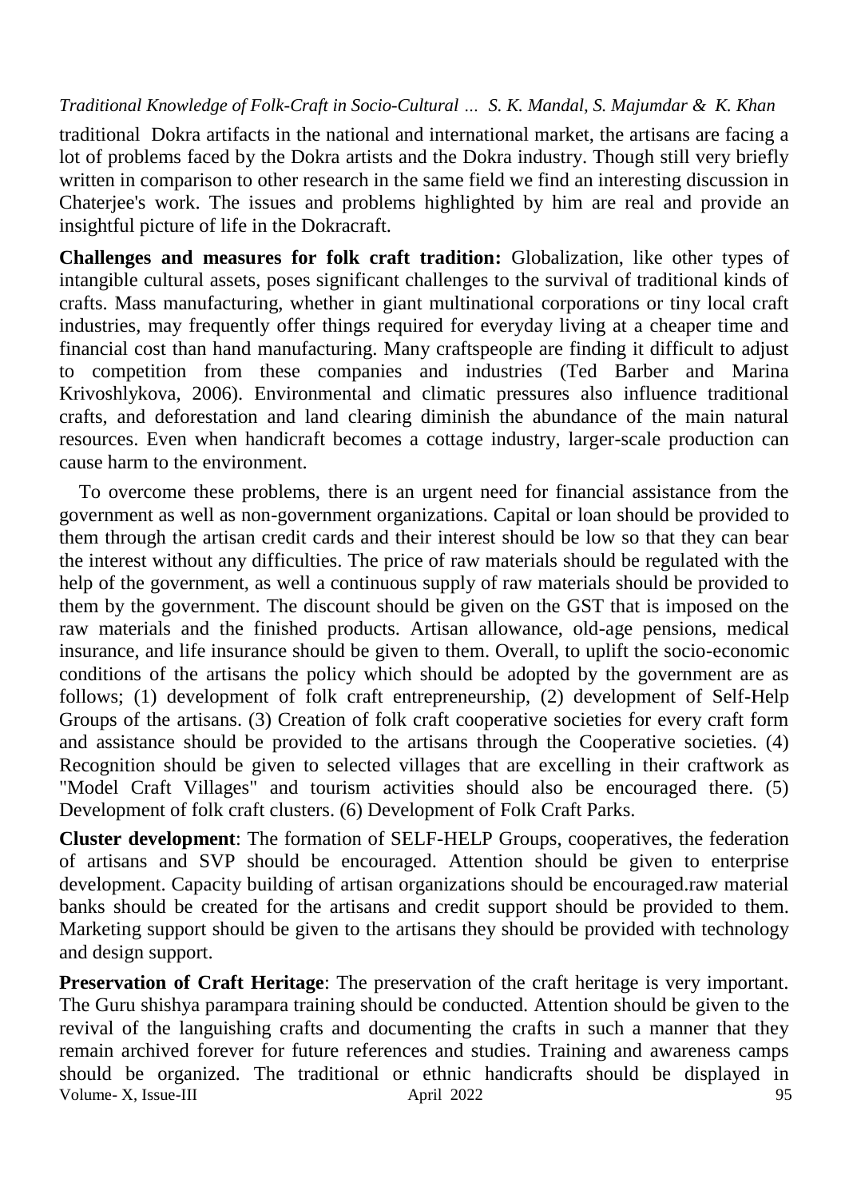traditional Dokra artifacts in the national and international market, the artisans are facing a lot of problems faced by the Dokra artists and the Dokra industry. Though still very briefly written in comparison to other research in the same field we find an interesting discussion in Chaterjee's work. The issues and problems highlighted by him are real and provide an insightful picture of life in the Dokracraft.

**Challenges and measures for folk craft tradition:** Globalization, like other types of intangible cultural assets, poses significant challenges to the survival of traditional kinds of crafts. Mass manufacturing, whether in giant multinational corporations or tiny local craft industries, may frequently offer things required for everyday living at a cheaper time and financial cost than hand manufacturing. Many craftspeople are finding it difficult to adjust to competition from these companies and industries (Ted Barber and Marina Krivoshlykova, 2006). Environmental and climatic pressures also influence traditional crafts, and deforestation and land clearing diminish the abundance of the main natural resources. Even when handicraft becomes a cottage industry, larger-scale production can cause harm to the environment.

To overcome these problems, there is an urgent need for financial assistance from the government as well as non-government organizations. Capital or loan should be provided to them through the artisan credit cards and their interest should be low so that they can bear the interest without any difficulties. The price of raw materials should be regulated with the help of the government, as well a continuous supply of raw materials should be provided to them by the government. The discount should be given on the GST that is imposed on the raw materials and the finished products. Artisan allowance, old-age pensions, medical insurance, and life insurance should be given to them. Overall, to uplift the socio-economic conditions of the artisans the policy which should be adopted by the government are as follows; (1) development of folk craft entrepreneurship, (2) development of Self-Help Groups of the artisans. (3) Creation of folk craft cooperative societies for every craft form and assistance should be provided to the artisans through the Cooperative societies. (4) Recognition should be given to selected villages that are excelling in their craftwork as "Model Craft Villages" and tourism activities should also be encouraged there. (5) Development of folk craft clusters. (6) Development of Folk Craft Parks.

**Cluster development**: The formation of SELF-HELP Groups, cooperatives, the federation of artisans and SVP should be encouraged. Attention should be given to enterprise development. Capacity building of artisan organizations should be encouraged.raw material banks should be created for the artisans and credit support should be provided to them. Marketing support should be given to the artisans they should be provided with technology and design support.

**Preservation of Craft Heritage**: The preservation of the craft heritage is very important. The Guru shishya parampara training should be conducted. Attention should be given to the revival of the languishing crafts and documenting the crafts in such a manner that they remain archived forever for future references and studies. Training and awareness camps should be organized. The traditional or ethnic handicrafts should be displayed in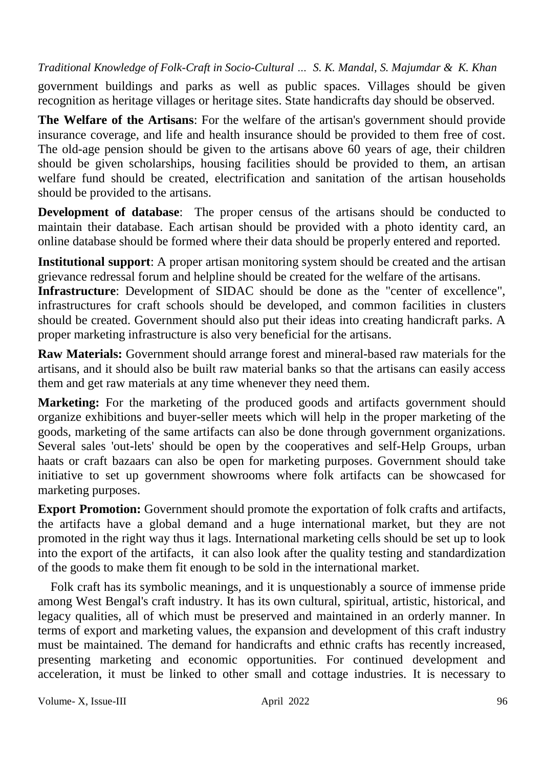government buildings and parks as well as public spaces. Villages should be given recognition as heritage villages or heritage sites. State handicrafts day should be observed.

**The Welfare of the Artisans**: For the welfare of the artisan's government should provide insurance coverage, and life and health insurance should be provided to them free of cost. The old-age pension should be given to the artisans above 60 years of age, their children should be given scholarships, housing facilities should be provided to them, an artisan welfare fund should be created, electrification and sanitation of the artisan households should be provided to the artisans.

**Development of database**: The proper census of the artisans should be conducted to maintain their database. Each artisan should be provided with a photo identity card, an online database should be formed where their data should be properly entered and reported.

**Institutional support**: A proper artisan monitoring system should be created and the artisan grievance redressal forum and helpline should be created for the welfare of the artisans.

**Infrastructure**: Development of SIDAC should be done as the "center of excellence", infrastructures for craft schools should be developed, and common facilities in clusters should be created. Government should also put their ideas into creating handicraft parks. A proper marketing infrastructure is also very beneficial for the artisans.

**Raw Materials:** Government should arrange forest and mineral-based raw materials for the artisans, and it should also be built raw material banks so that the artisans can easily access them and get raw materials at any time whenever they need them.

**Marketing:** For the marketing of the produced goods and artifacts government should organize exhibitions and buyer-seller meets which will help in the proper marketing of the goods, marketing of the same artifacts can also be done through government organizations. Several sales 'out-lets' should be open by the cooperatives and self-Help Groups, urban haats or craft bazaars can also be open for marketing purposes. Government should take initiative to set up government showrooms where folk artifacts can be showcased for marketing purposes.

**Export Promotion:** Government should promote the exportation of folk crafts and artifacts, the artifacts have a global demand and a huge international market, but they are not promoted in the right way thus it lags. International marketing cells should be set up to look into the export of the artifacts, it can also look after the quality testing and standardization of the goods to make them fit enough to be sold in the international market.

Folk craft has its symbolic meanings, and it is unquestionably a source of immense pride among West Bengal's craft industry. It has its own cultural, spiritual, artistic, historical, and legacy qualities, all of which must be preserved and maintained in an orderly manner. In terms of export and marketing values, the expansion and development of this craft industry must be maintained. The demand for handicrafts and ethnic crafts has recently increased, presenting marketing and economic opportunities. For continued development and acceleration, it must be linked to other small and cottage industries. It is necessary to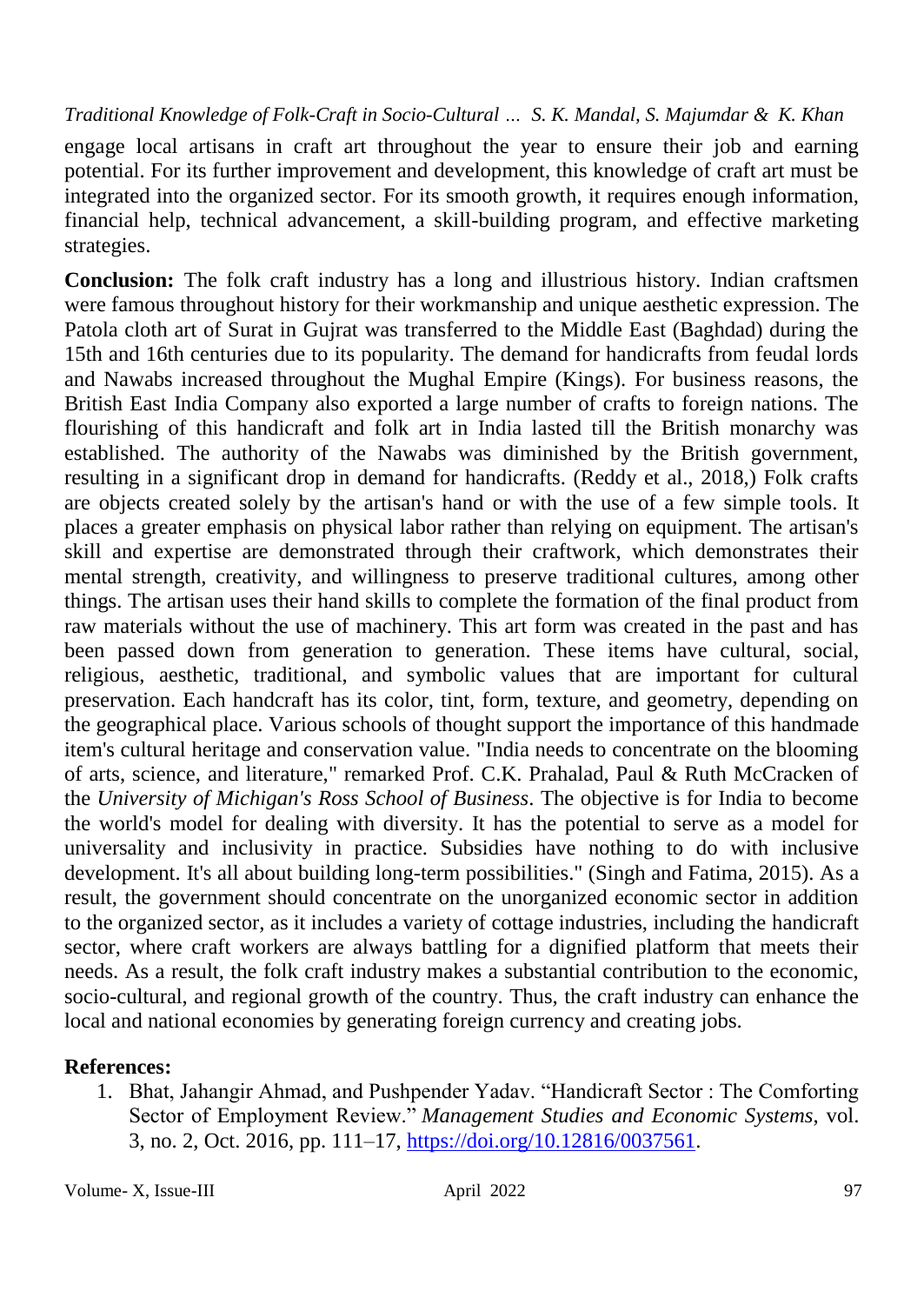engage local artisans in craft art throughout the year to ensure their job and earning potential. For its further improvement and development, this knowledge of craft art must be integrated into the organized sector. For its smooth growth, it requires enough information, financial help, technical advancement, a skill-building program, and effective marketing strategies.

**Conclusion:** The folk craft industry has a long and illustrious history. Indian craftsmen were famous throughout history for their workmanship and unique aesthetic expression. The Patola cloth art of Surat in Gujrat was transferred to the Middle East (Baghdad) during the 15th and 16th centuries due to its popularity. The demand for handicrafts from feudal lords and Nawabs increased throughout the Mughal Empire (Kings). For business reasons, the British East India Company also exported a large number of crafts to foreign nations. The flourishing of this handicraft and folk art in India lasted till the British monarchy was established. The authority of the Nawabs was diminished by the British government, resulting in a significant drop in demand for handicrafts. (Reddy et al., 2018,) Folk crafts are objects created solely by the artisan's hand or with the use of a few simple tools. It places a greater emphasis on physical labor rather than relying on equipment. The artisan's skill and expertise are demonstrated through their craftwork, which demonstrates their mental strength, creativity, and willingness to preserve traditional cultures, among other things. The artisan uses their hand skills to complete the formation of the final product from raw materials without the use of machinery. This art form was created in the past and has been passed down from generation to generation. These items have cultural, social, religious, aesthetic, traditional, and symbolic values that are important for cultural preservation. Each handcraft has its color, tint, form, texture, and geometry, depending on the geographical place. Various schools of thought support the importance of this handmade item's cultural heritage and conservation value. "India needs to concentrate on the blooming of arts, science, and literature," remarked Prof. C.K. Prahalad, Paul & Ruth McCracken of the *University of Michigan's Ross School of Business*. The objective is for India to become the world's model for dealing with diversity. It has the potential to serve as a model for universality and inclusivity in practice. Subsidies have nothing to do with inclusive development. It's all about building long-term possibilities." (Singh and Fatima, 2015). As a result, the government should concentrate on the unorganized economic sector in addition to the organized sector, as it includes a variety of cottage industries, including the handicraft sector, where craft workers are always battling for a dignified platform that meets their needs. As a result, the folk craft industry makes a substantial contribution to the economic, socio-cultural, and regional growth of the country. Thus, the craft industry can enhance the local and national economies by generating foreign currency and creating jobs.

**References:**

1. Bhat, Jahangir Ahmad, and Pushpender Yadav. "Handicraft Sector : The Comforting Sector of Employment Review." *Management Studies and Economic Systems*, vol. 3, no. 2, Oct. 2016, pp. 111–17, https://doi.org/10.12816/0037561.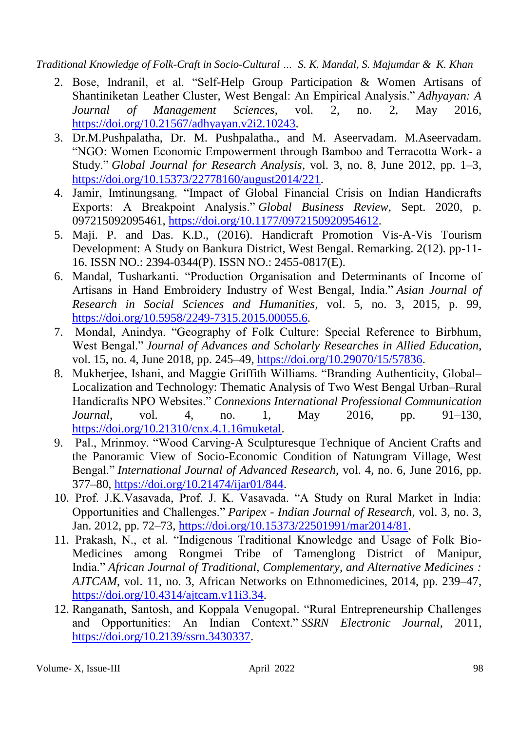2. Bose, Indranil, et al. "Self-Help Group Participation & Women Artisans of Shantiniketan Leather Cluster, West Bengal: An Empirical Analysis." *Adhyayan: A Journal of Management Sciences*, vol. 2, no. 2, May 2016, https://doi.org/10.21567/adhyayan.v2i2.10243.
3. Dr.M.Pushpalatha, Dr. M. Pushpalatha., and M. Aseervadam. M.Aseervadam. "NGO: Women Economic Empowerment through Bamboo and Terracotta Work- a Study." *Global Journal for Research Analysis*, vol. 3, no. 8, June 2012, pp. 1–3, https://doi.org/10.15373/22778160/august2014/221.
4. Jamir, Imtinungsang. "Impact of Global Financial Crisis on Indian Handicrafts Exports: A Breakpoint Analysis." *Global Business Review*, Sept. 2020, p. 097215092095461, https://doi.org/10.1177/0972150920954612.
5. Maji. P. and Das. K.D., (2016). Handicraft Promotion Vis-A-Vis Tourism Development: A Study on Bankura District, West Bengal. Remarking. 2(12). pp-11-16. ISSN NO.: 2394-0344(P). ISSN NO.: 2455-0817(E).
6. Mandal, Tusharkanti. "Production Organisation and Determinants of Income of Artisans in Hand Embroidery Industry of West Bengal, India." *Asian Journal of Research in Social Sciences and Humanities*, vol. 5, no. 3, 2015, p. 99, https://doi.org/10.5958/2249-7315.2015.00055.6.
7. Mondal, Anindya. "Geography of Folk Culture: Special Reference to Birbhum, West Bengal." *Journal of Advances and Scholarly Researches in Allied Education*, vol. 15, no. 4, June 2018, pp. 245–49, https://doi.org/10.29070/15/57836.
8. Mukherjee, Ishani, and Maggie Griffith Williams. "Branding Authenticity, Global–Localization and Technology: Thematic Analysis of Two West Bengal Urban–Rural Handicrafts NPO Websites." *Connexions International Professional Communication Journal*, vol. 4, no. 1, May 2016, pp. 91–130, https://doi.org/10.21310/cnx.4.1.16muketal.
9. Pal., Mrinmoy. "Wood Carving-A Sculpturesque Technique of Ancient Crafts and the Panoramic View of Socio-Economic Condition of Natungram Village, West Bengal." *International Journal of Advanced Research*, vol. 4, no. 6, June 2016, pp. 377–80, https://doi.org/10.21474/ijar01/844.
10. Prof. J.K.Vasavada, Prof. J. K. Vasavada. "A Study on Rural Market in India: Opportunities and Challenges." *Paripex - Indian Journal of Research*, vol. 3, no. 3, Jan. 2012, pp. 72–73, https://doi.org/10.15373/22501991/mar2014/81.
11. Prakash, N., et al. "Indigenous Traditional Knowledge and Usage of Folk Bio-Medicines among Rongmei Tribe of Tamenglong District of Manipur, India." *African Journal of Traditional, Complementary, and Alternative Medicines : AJTCAM*, vol. 11, no. 3, African Networks on Ethnomedicines, 2014, pp. 239–47, https://doi.org/10.4314/ajtcam.v11i3.34.
12. Ranganath, Santosh, and Koppala Venugopal. "Rural Entrepreneurship Challenges and Opportunities: An Indian Context." *SSRN Electronic Journal*, 2011, https://doi.org/10.2139/ssrn.3430337.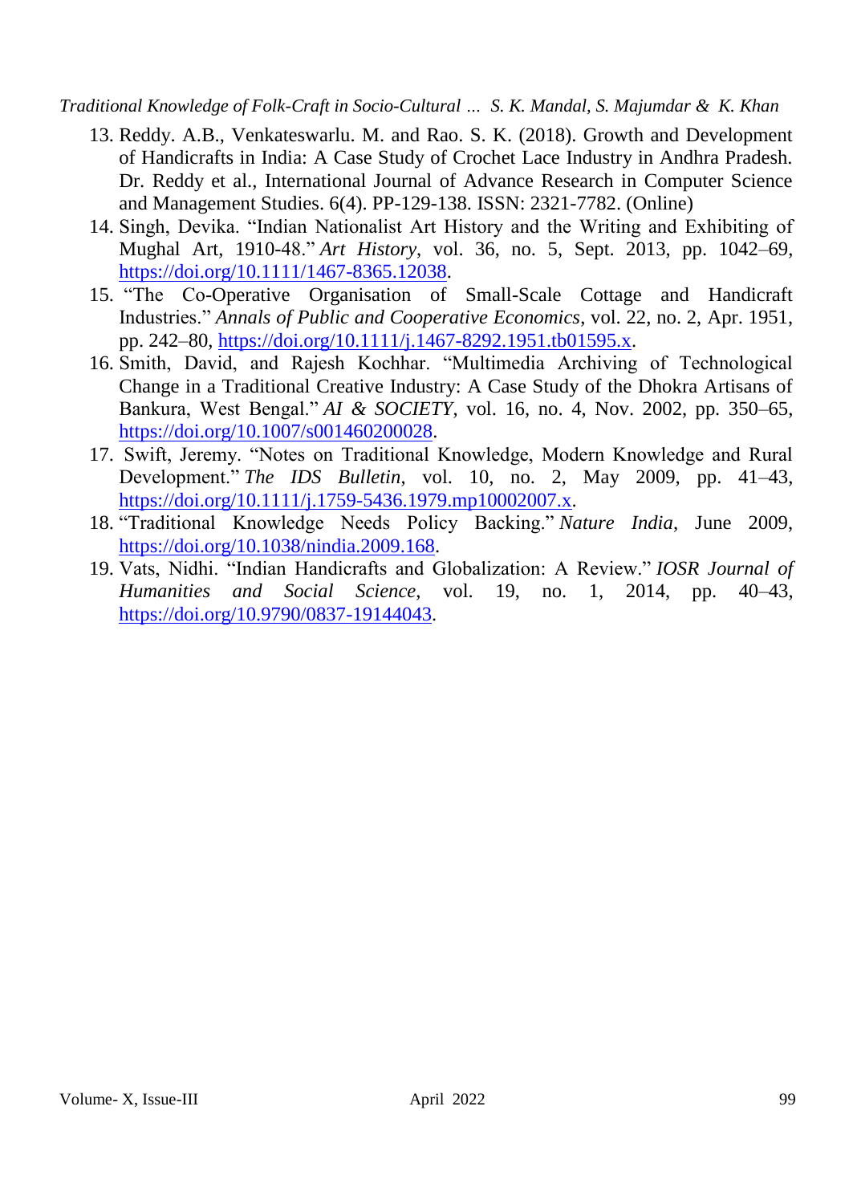13. Reddy. A.B., Venkateswarlu. M. and Rao. S. K. (2018). Growth and Development of Handicrafts in India: A Case Study of Crochet Lace Industry in Andhra Pradesh. Dr. Reddy et al., International Journal of Advance Research in Computer Science and Management Studies. 6(4). PP-129-138. ISSN: 2321-7782. (Online)
14. Singh, Devika. "Indian Nationalist Art History and the Writing and Exhibiting of Mughal Art, 1910-48." *Art History*, vol. 36, no. 5, Sept. 2013, pp. 1042–69, https://doi.org/10.1111/1467-8365.12038.
15. "The Co-Operative Organisation of Small-Scale Cottage and Handicraft Industries." *Annals of Public and Cooperative Economics*, vol. 22, no. 2, Apr. 1951, pp. 242–80, https://doi.org/10.1111/j.1467-8292.1951.tb01595.x.
16. Smith, David, and Rajesh Kochhar. "Multimedia Archiving of Technological Change in a Traditional Creative Industry: A Case Study of the Dhokra Artisans of Bankura, West Bengal." *AI & SOCIETY*, vol. 16, no. 4, Nov. 2002, pp. 350–65, https://doi.org/10.1007/s001460200028.
17. Swift, Jeremy. "Notes on Traditional Knowledge, Modern Knowledge and Rural Development." *The IDS Bulletin*, vol. 10, no. 2, May 2009, pp. 41–43, https://doi.org/10.1111/j.1759-5436.1979.mp10002007.x.
18. "Traditional Knowledge Needs Policy Backing." *Nature India*, June 2009, https://doi.org/10.1038/nindia.2009.168.
19. Vats, Nidhi. "Indian Handicrafts and Globalization: A Review." *IOSR Journal of Humanities and Social Science*, vol. 19, no. 1, 2014, pp. 40–43, https://doi.org/10.9790/0837-19144043.